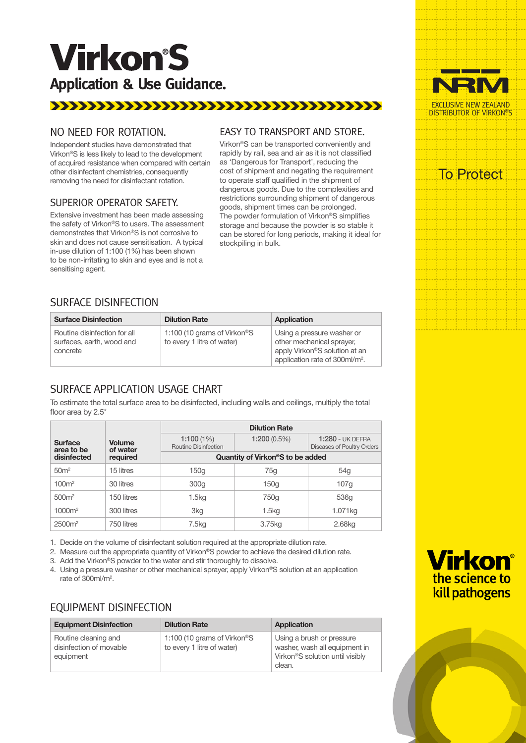# Virkon®S

## Application & Use Guidance.

EXCLUSIVE NEW ZEALAND DISTRIBUTOR OF VIRKON®S

To Protect

### NO NEED FOR ROTATION.

Independent studies have demonstrated that Virkon®S is less likely to lead to the development of acquired resistance when compared with certain other disinfectant chemistries, consequently removing the need for disinfectant rotation.

### SUPERIOR OPERATOR SAFETY.

Extensive investment has been made assessing the safety of Virkon®S to users. The assessment demonstrates that Virkon®S is not corrosive to skin and does not cause sensitisation. A typical in-use dilution of 1:100 (1%) has been shown to be non-irritating to skin and eyes and is not a sensitising agent.

### EASY TO TRANSPORT AND STORE.

Virkon®S can be transported conveniently and rapidly by rail, sea and air as it is not classified as 'Dangerous for Transport', reducing the cost of shipment and negating the requirement to operate staff qualified in the shipment of dangerous goods. Due to the complexities and restrictions surrounding shipment of dangerous goods, shipment times can be prolonged. The powder formulation of Virkon®S simplifies storage and because the powder is so stable it can be stored for long periods, making it ideal for stockpiling in bulk.

### SURFACE DISINFECTION

| Surface Disinfection | Dilution Rate | Application |
|---|---|---|
| Routine disinfection for all surfaces, earth, wood and concrete | 1:100 (10 grams of Virkon®S to every 1 litre of water) | Using a pressure washer or other mechanical sprayer, apply Virkon®S solution at an application rate of 300ml/m². |

### SURFACE APPLICATION USAGE CHART

To estimate the total surface area to be disinfected, including walls and ceilings, multiply the total floor area by 2.5*

| Surface area to be disinfected | Volume of water required | Dilution Rate | | |
|---|---|---|---|---|
| | | **1:100** (1%) Routine Disinfection | **1:200** (0.5%) | **1:280** - UK DEFRA Diseases of Poultry Orders |
| | | Quantity of Virkon®S to be added | | |
| 50m² | 15 litres | 150g | 75g | 54g |
| 100m² | 30 litres | 300g | 150g | 107g |
| 500m² | 150 litres | 1.5kg | 750g | 536g |
| 1000m² | 300 litres | 3kg | 1.5kg | 1.071kg |
| 2500m² | 750 litres | 7.5kg | 3.75kg | 2.68kg |

1. Decide on the volume of disinfectant solution required at the appropriate dilution rate.
2. Measure out the appropriate quantity of Virkon®S powder to achieve the desired dilution rate.
3. Add the Virkon®S powder to the water and stir thoroughly to dissolve.
4. Using a pressure washer or other mechanical sprayer, apply Virkon®S solution at an application rate of 300ml/m².

### EQUIPMENT DISINFECTION

| Equipment Disinfection | Dilution Rate | Application |
|---|---|---|
| Routine cleaning and disinfection of movable equipment | 1:100 (10 grams of Virkon®S to every 1 litre of water) | Using a brush or pressure washer, wash all equipment in Virkon®S solution until visibly clean. |

Virkon® the science to kill pathogens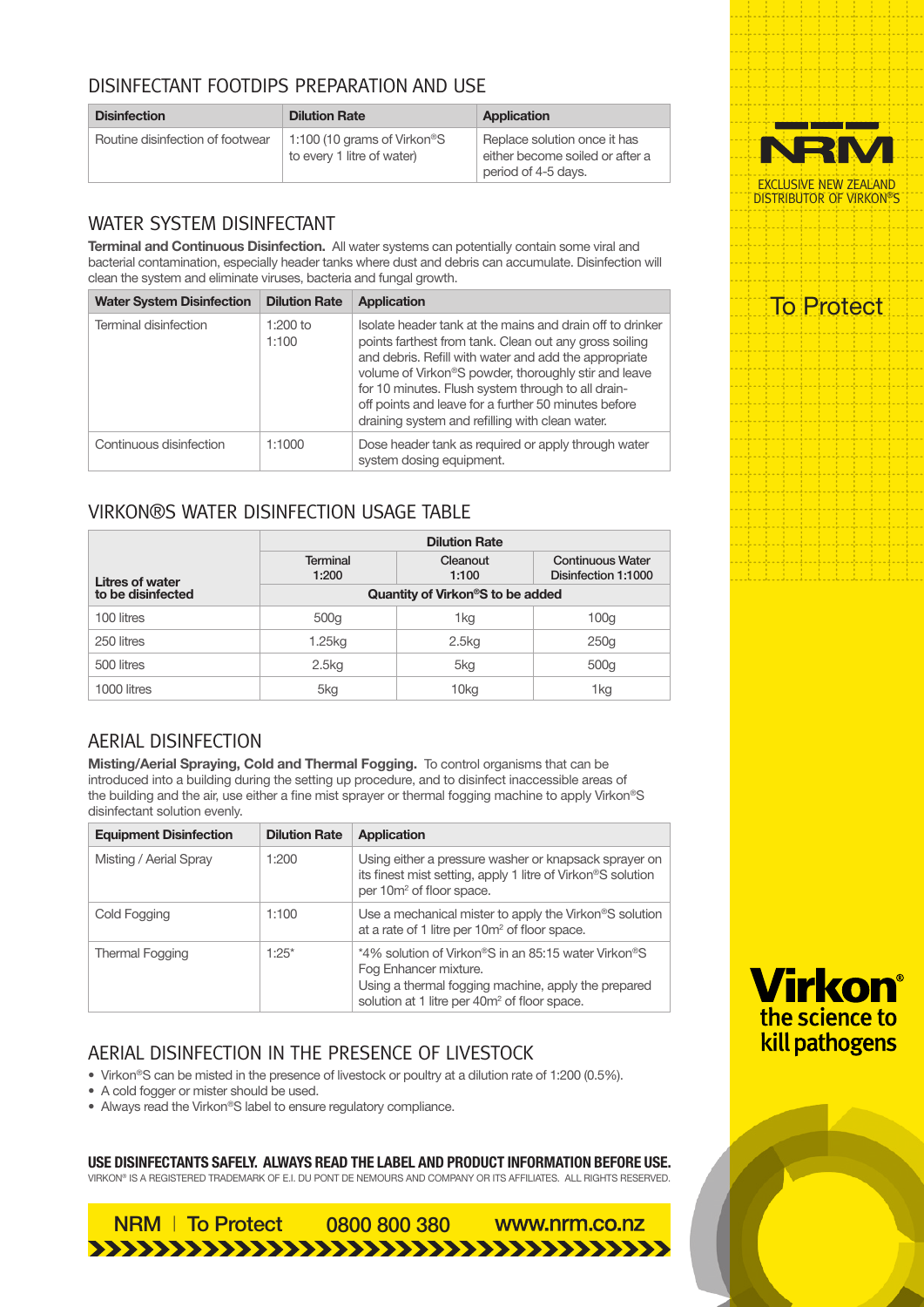## DISINFECTANT FOOTDIPS PREPARATION AND USE

| Disinfection | Dilution Rate | Application |
|---|---|---|
| Routine disinfection of footwear | 1:100 (10 grams of Virkon®S to every 1 litre of water) | Replace solution once it has either become soiled or after a period of 4-5 days. |

## WATER SYSTEM DISINFECTANT

**Terminal and Continuous Disinfection.** All water systems can potentially contain some viral and bacterial contamination, especially header tanks where dust and debris can accumulate. Disinfection will clean the system and eliminate viruses, bacteria and fungal growth.

| Water System Disinfection | Dilution Rate | Application |
|---|---|---|
| Terminal disinfection | 1:200 to 1:100 | Isolate header tank at the mains and drain off to drinker points farthest from tank. Clean out any gross soiling and debris. Refill with water and add the appropriate volume of Virkon®S powder, thoroughly stir and leave for 10 minutes. Flush system through to all drain-off points and leave for a further 50 minutes before draining system and refilling with clean water. |
| Continuous disinfection | 1:1000 | Dose header tank as required or apply through water system dosing equipment. |

## VIRKON®S WATER DISINFECTION USAGE TABLE

| Litres of water to be disinfected | Dilution Rate | | |
|---|---|---|---|
| | Terminal 1:200 | Cleanout 1:100 | Continuous Water Disinfection 1:1000 |
| | Quantity of Virkon®S to be added | | |
| 100 litres | 500g | 1kg | 100g |
| 250 litres | 1.25kg | 2.5kg | 250g |
| 500 litres | 2.5kg | 5kg | 500g |
| 1000 litres | 5kg | 10kg | 1kg |

## AERIAL DISINFECTION

**Misting/Aerial Spraying, Cold and Thermal Fogging.** To control organisms that can be introduced into a building during the setting up procedure, and to disinfect inaccessible areas of the building and the air, use either a fine mist sprayer or thermal fogging machine to apply Virkon®S disinfectant solution evenly.

| Equipment Disinfection | Dilution Rate | Application |
|---|---|---|
| Misting / Aerial Spray | 1:200 | Using either a pressure washer or knapsack sprayer on its finest mist setting, apply 1 litre of Virkon®S solution per 10m² of floor space. |
| Cold Fogging | 1:100 | Use a mechanical mister to apply the Virkon®S solution at a rate of 1 litre per 10m² of floor space. |
| Thermal Fogging | 1:25* | *4% solution of Virkon®S in an 85:15 water Virkon®S Fog Enhancer mixture. Using a thermal fogging machine, apply the prepared solution at 1 litre per 40m² of floor space. |

## AERIAL DISINFECTION IN THE PRESENCE OF LIVESTOCK

- Virkon®S can be misted in the presence of livestock or poultry at a dilution rate of 1:200 (0.5%).
- A cold fogger or mister should be used.
- Always read the Virkon®S label to ensure regulatory compliance.

**USE DISINFECTANTS SAFELY. ALWAYS READ THE LABEL AND PRODUCT INFORMATION BEFORE USE.**

VIRKON® IS A REGISTERED TRADEMARK OF E.I. DU PONT DE NEMOURS AND COMPANY OR ITS AFFILIATES. ALL RIGHTS RESERVED.

NRM | To Protect 0800 800 380 www.nrm.co.nz

NRM

EXCLUSIVE NEW ZEALAND DISTRIBUTOR OF VIRKON®S

To Protect

Virkon® the science to kill pathogens